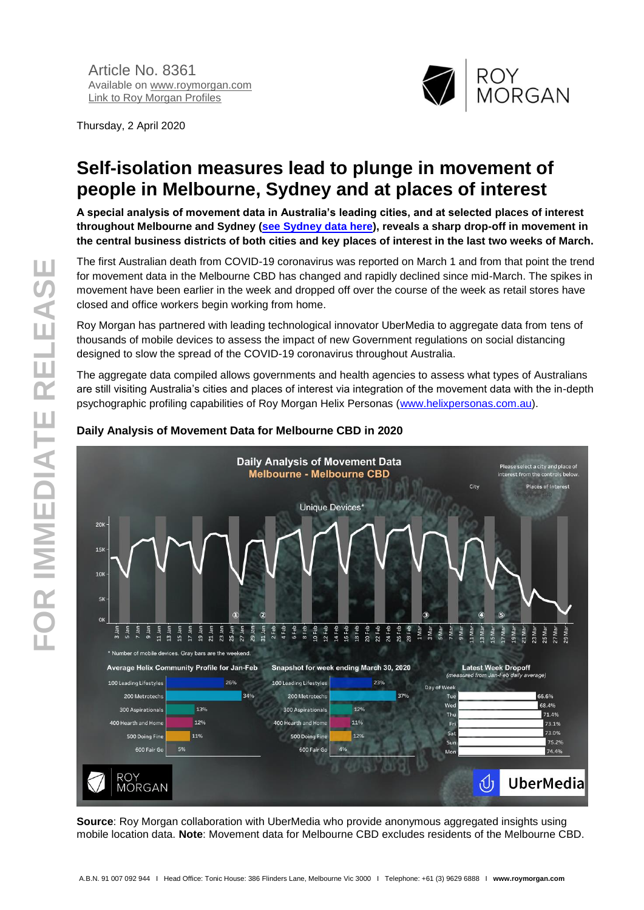Article No. 8361
Available on www.roymorgan.com
Link to Roy Morgan Profiles

Thursday, 2 April 2020

# Self-isolation measures lead to plunge in movement of people in Melbourne, Sydney and at places of interest

**A special analysis of movement data in Australia's leading cities, and at selected places of interest throughout Melbourne and Sydney (see Sydney data here), reveals a sharp drop-off in movement in the central business districts of both cities and key places of interest in the last two weeks of March.**

The first Australian death from COVID-19 coronavirus was reported on March 1 and from that point the trend for movement data in the Melbourne CBD has changed and rapidly declined since mid-March. The spikes in movement have been earlier in the week and dropped off over the course of the week as retail stores have closed and office workers begin working from home.

Roy Morgan has partnered with leading technological innovator UberMedia to aggregate data from tens of thousands of mobile devices to assess the impact of new Government regulations on social distancing designed to slow the spread of the COVID-19 coronavirus throughout Australia.

The aggregate data compiled allows governments and health agencies to assess what types of Australians are still visiting Australia's cities and places of interest via integration of the movement data with the in-depth psychographic profiling capabilities of Roy Morgan Helix Personas (www.helixpersonas.com.au).

### Daily Analysis of Movement Data for Melbourne CBD in 2020

**Daily Analysis of Movement Data — Melbourne - Melbourne CBD**

Unique Devices*

* Number of mobile devices. Gray bars are the weekend.

**Average Helix Community Profile for Jan-Feb**

| Community | % |
|---|---|
| 100 Leading Lifestyles | 26% |
| 200 Metrotechs | 34% |
| 300 Aspirationals | 13% |
| 400 Hearth and Home | 12% |
| 500 Doing Fine | 11% |
| 600 Fair Go | 5% |

**Snapshot for week ending March 30, 2020**

| Community | % |
|---|---|
| 100 Leading Lifestyles | 23% |
| 200 Metrotechs | 37% |
| 300 Aspirationals | 12% |
| 400 Hearth and Home | 11% |
| 500 Doing Fine | 12% |
| 600 Fair Go | 4% |

**Latest Week Dropoff** (measured from Jan-Feb daily average)

| Day of Week | Dropoff |
|---|---|
| Tue | 66.6% |
| Wed | 68.4% |
| Thu | 71.4% |
| Fri | 73.1% |
| Sat | 73.0% |
| Sun | 75.2% |
| Mon | 74.4% |

**Source**: Roy Morgan collaboration with UberMedia who provide anonymous aggregated insights using mobile location data. **Note**: Movement data for Melbourne CBD excludes residents of the Melbourne CBD.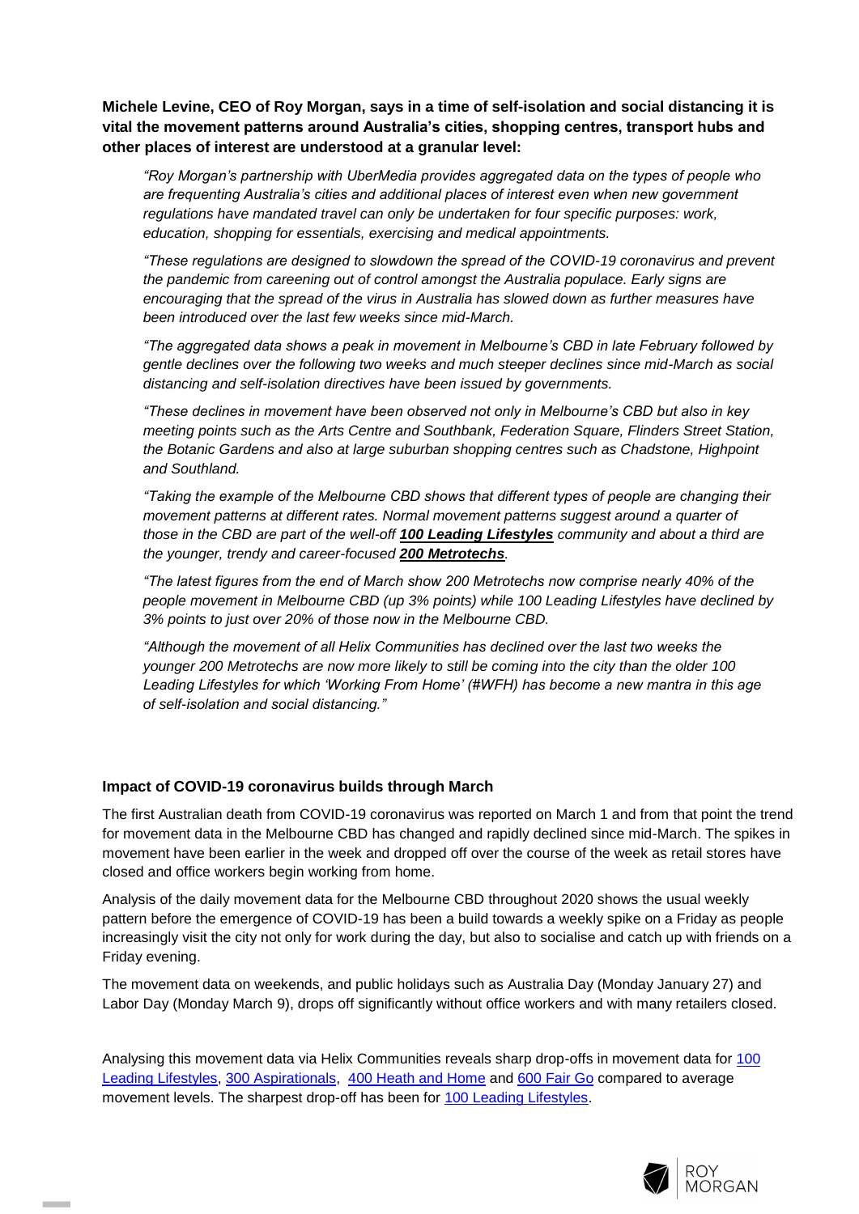**Michele Levine, CEO of Roy Morgan, says in a time of self-isolation and social distancing it is vital the movement patterns around Australia's cities, shopping centres, transport hubs and other places of interest are understood at a granular level:**

*"Roy Morgan's partnership with UberMedia provides aggregated data on the types of people who are frequenting Australia's cities and additional places of interest even when new government regulations have mandated travel can only be undertaken for four specific purposes: work, education, shopping for essentials, exercising and medical appointments.*

*"These regulations are designed to slowdown the spread of the COVID-19 coronavirus and prevent the pandemic from careening out of control amongst the Australia populace. Early signs are encouraging that the spread of the virus in Australia has slowed down as further measures have been introduced over the last few weeks since mid-March.*

*"The aggregated data shows a peak in movement in Melbourne's CBD in late February followed by gentle declines over the following two weeks and much steeper declines since mid-March as social distancing and self-isolation directives have been issued by governments.*

*"These declines in movement have been observed not only in Melbourne's CBD but also in key meeting points such as the Arts Centre and Southbank, Federation Square, Flinders Street Station, the Botanic Gardens and also at large suburban shopping centres such as Chadstone, Highpoint and Southland.*

*"Taking the example of the Melbourne CBD shows that different types of people are changing their movement patterns at different rates. Normal movement patterns suggest around a quarter of those in the CBD are part of the well-off* ***100 Leading Lifestyles*** *community and about a third are the younger, trendy and career-focused* ***200 Metrotechs****.*

*"The latest figures from the end of March show 200 Metrotechs now comprise nearly 40% of the people movement in Melbourne CBD (up 3% points) while 100 Leading Lifestyles have declined by 3% points to just over 20% of those now in the Melbourne CBD.*

*"Although the movement of all Helix Communities has declined over the last two weeks the younger 200 Metrotechs are now more likely to still be coming into the city than the older 100 Leading Lifestyles for which 'Working From Home' (#WFH) has become a new mantra in this age of self-isolation and social distancing."*

### Impact of COVID-19 coronavirus builds through March

The first Australian death from COVID-19 coronavirus was reported on March 1 and from that point the trend for movement data in the Melbourne CBD has changed and rapidly declined since mid-March. The spikes in movement have been earlier in the week and dropped off over the course of the week as retail stores have closed and office workers begin working from home.

Analysis of the daily movement data for the Melbourne CBD throughout 2020 shows the usual weekly pattern before the emergence of COVID-19 has been a build towards a weekly spike on a Friday as people increasingly visit the city not only for work during the day, but also to socialise and catch up with friends on a Friday evening.

The movement data on weekends, and public holidays such as Australia Day (Monday January 27) and Labor Day (Monday March 9), drops off significantly without office workers and with many retailers closed.

Analysing this movement data via Helix Communities reveals sharp drop-offs in movement data for 100 Leading Lifestyles, 300 Aspirationals, 400 Heath and Home and 600 Fair Go compared to average movement levels. The sharpest drop-off has been for 100 Leading Lifestyles.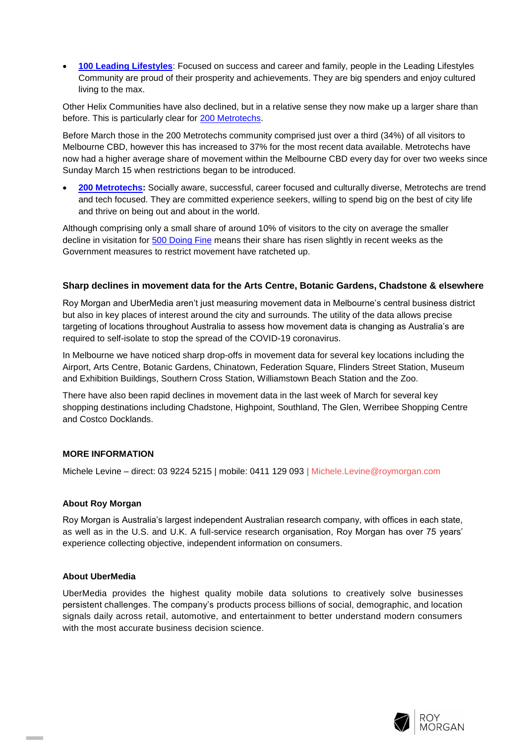- **100 Leading Lifestyles**: Focused on success and career and family, people in the Leading Lifestyles Community are proud of their prosperity and achievements. They are big spenders and enjoy cultured living to the max.

Other Helix Communities have also declined, but in a relative sense they now make up a larger share than before. This is particularly clear for 200 Metrotechs.

Before March those in the 200 Metrotechs community comprised just over a third (34%) of all visitors to Melbourne CBD, however this has increased to 37% for the most recent data available. Metrotechs have now had a higher average share of movement within the Melbourne CBD every day for over two weeks since Sunday March 15 when restrictions began to be introduced.

- **200 Metrotechs:** Socially aware, successful, career focused and culturally diverse, Metrotechs are trend and tech focused. They are committed experience seekers, willing to spend big on the best of city life and thrive on being out and about in the world.

Although comprising only a small share of around 10% of visitors to the city on average the smaller decline in visitation for 500 Doing Fine means their share has risen slightly in recent weeks as the Government measures to restrict movement have ratcheted up.

### Sharp declines in movement data for the Arts Centre, Botanic Gardens, Chadstone & elsewhere

Roy Morgan and UberMedia aren't just measuring movement data in Melbourne's central business district but also in key places of interest around the city and surrounds. The utility of the data allows precise targeting of locations throughout Australia to assess how movement data is changing as Australia's are required to self-isolate to stop the spread of the COVID-19 coronavirus.

In Melbourne we have noticed sharp drop-offs in movement data for several key locations including the Airport, Arts Centre, Botanic Gardens, Chinatown, Federation Square, Flinders Street Station, Museum and Exhibition Buildings, Southern Cross Station, Williamstown Beach Station and the Zoo.

There have also been rapid declines in movement data in the last week of March for several key shopping destinations including Chadstone, Highpoint, Southland, The Glen, Werribee Shopping Centre and Costco Docklands.

### MORE INFORMATION

Michele Levine – direct: 03 9224 5215 | mobile: 0411 129 093 | Michele.Levine@roymorgan.com

### About Roy Morgan

Roy Morgan is Australia's largest independent Australian research company, with offices in each state, as well as in the U.S. and U.K. A full-service research organisation, Roy Morgan has over 75 years' experience collecting objective, independent information on consumers.

### About UberMedia

UberMedia provides the highest quality mobile data solutions to creatively solve businesses persistent challenges. The company's products process billions of social, demographic, and location signals daily across retail, automotive, and entertainment to better understand modern consumers with the most accurate business decision science.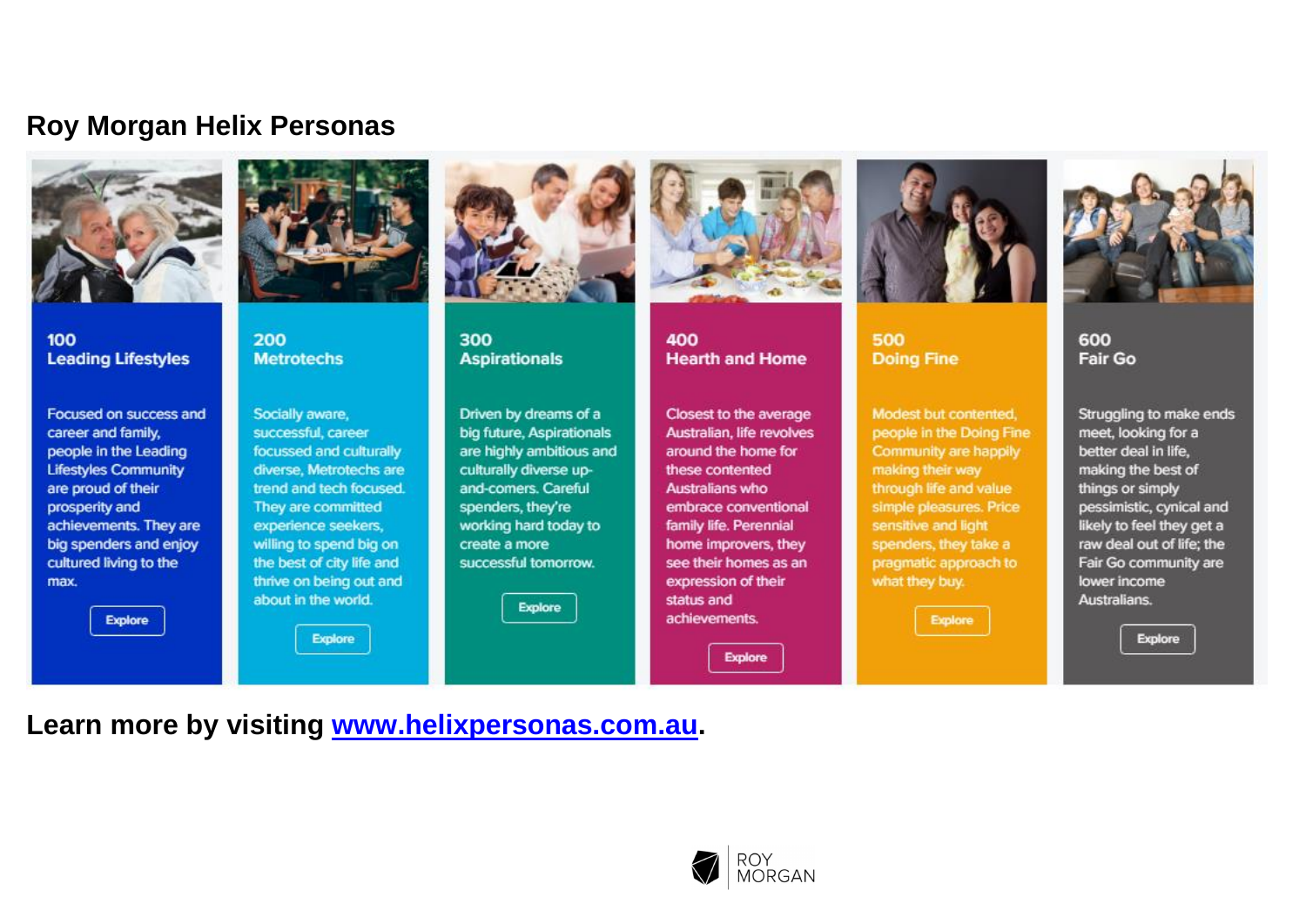## Roy Morgan Helix Personas

### 100
### Leading Lifestyles

Focused on success and career and family, people in the Leading Lifestyles Community are proud of their prosperity and achievements. They are big spenders and enjoy cultured living to the max.

Explore

### 200
### Metrotechs

Socially aware, successful, career focussed and culturally diverse, Metrotechs are trend and tech focused. They are committed experience seekers, willing to spend big on the best of city life and thrive on being out and about in the world.

Explore

### 300
### Aspirationals

Driven by dreams of a big future, Aspirationals are highly ambitious and culturally diverse up-and-comers. Careful spenders, they're working hard today to create a more successful tomorrow.

Explore

### 400
### Hearth and Home

Closest to the average Australian, life revolves around the home for these contented Australians who embrace conventional family life. Perennial home improvers, they see their homes as an expression of their status and achievements.

Explore

### 500
### Doing Fine

Modest but contented, people in the Doing Fine Community are happily making their way through life and value simple pleasures. Price sensitive and light spenders, they take a pragmatic approach to what they buy.

Explore

### 600
### Fair Go

Struggling to make ends meet, looking for a better deal in life, making the best of things or simply pessimistic, cynical and likely to feel they get a raw deal out of life; the Fair Go community are lower income Australians.

Explore

**Learn more by visiting [www.helixpersonas.com.au](http://www.helixpersonas.com.au).**

ROY MORGAN